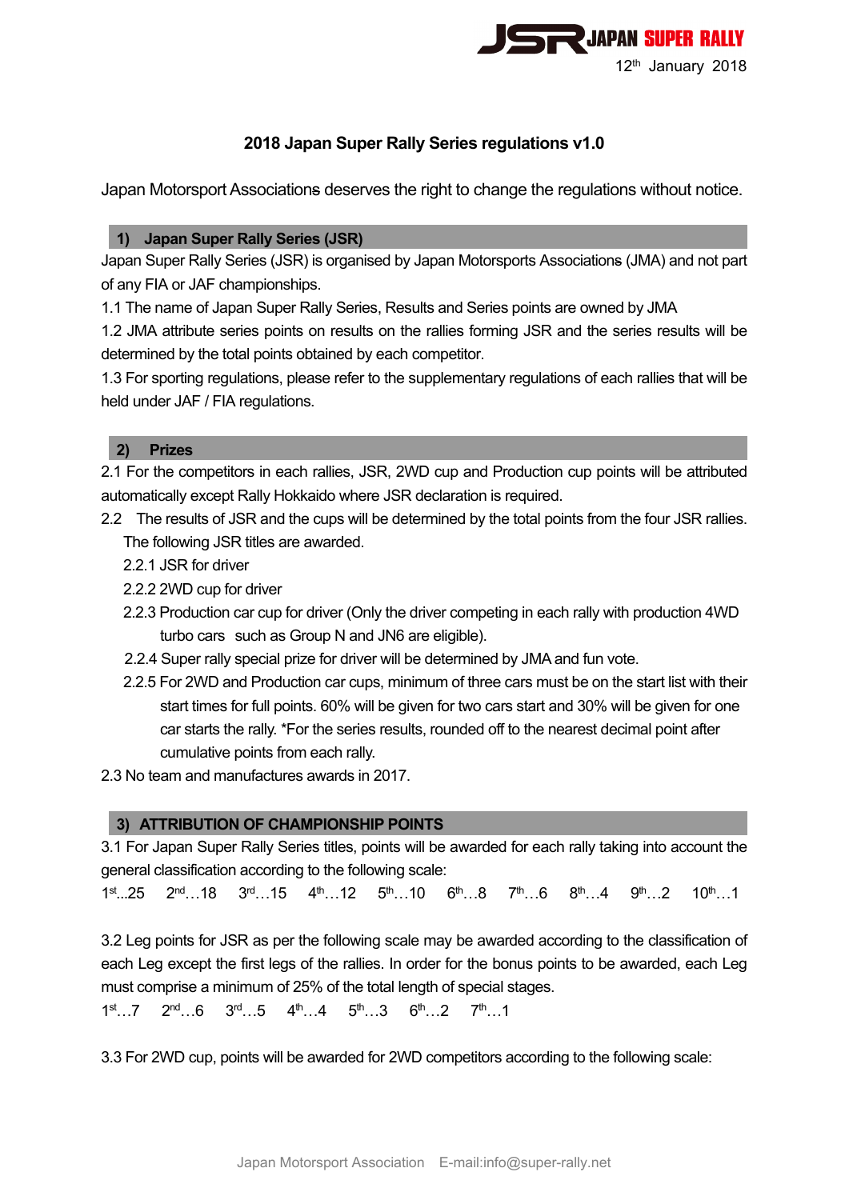JSR JAPAN SUPER RALLY

12th January 2018

# 2018 Japan Super Rally Series regulations v1.0

Japan Motorsport Associations deserves the right to change the regulations without notice.

## 1) Japan Super Rally Series (JSR)

Japan Super Rally Series (JSR) is organised by Japan Motorsports Associations (JMA) and not part of any FIA or JAF championships.

1.1 The name of Japan Super Rally Series, Results and Series points are owned by JMA

1.2 JMA attribute series points on results on the rallies forming JSR and the series results will be determined by the total points obtained by each competitor.

1.3 For sporting regulations, please refer to the supplementary regulations of each rallies that will be held under JAF / FIA regulations.

## 2) Prizes

2.1 For the competitors in each rallies, JSR, 2WD cup and Production cup points will be attributed automatically except Rally Hokkaido where JSR declaration is required.

2.2 The results of JSR and the cups will be determined by the total points from the four JSR rallies. The following JSR titles are awarded.

- 2.2.1 JSR for driver
- 2.2.2 2WD cup for driver
- 2.2.3 Production car cup for driver (Only the driver competing in each rally with production 4WD turbo cars such as Group N and JN6 are eligible).
- 2.2.4 Super rally special prize for driver will be determined by JMA and fun vote.
- 2.2.5 For 2WD and Production car cups, minimum of three cars must be on the start list with their start times for full points. 60% will be given for two cars start and 30% will be given for one car starts the rally. *For the series results, rounded off to the nearest decimal point after cumulative points from each rally.

2.3 No team and manufactures awards in 2017.

## 3) ATTRIBUTION OF CHAMPIONSHIP POINTS

3.1 For Japan Super Rally Series titles, points will be awarded for each rally taking into account the general classification according to the following scale:

1st...25 2nd…18 3rd…15 4th…12 5th…10 6th…8 7th…6 8th…4 9th…2 10th…1

3.2 Leg points for JSR as per the following scale may be awarded according to the classification of each Leg except the first legs of the rallies. In order for the bonus points to be awarded, each Leg must comprise a minimum of 25% of the total length of special stages.

1st…7 2nd…6 3rd…5 4th…4 5th…3 6th…2 7th…1

3.3 For 2WD cup, points will be awarded for 2WD competitors according to the following scale: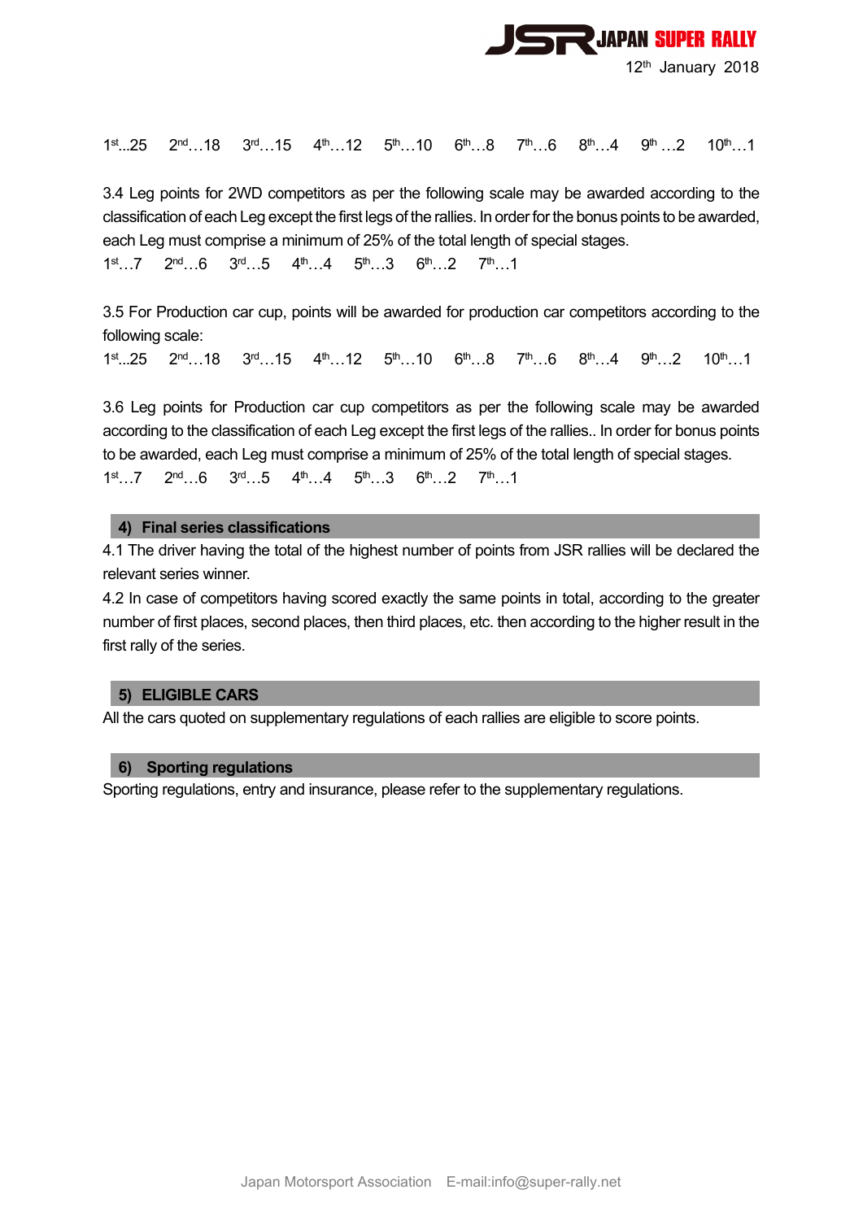1st...25 2nd…18 3rd…15 4th…12 5th…10 6th…8 7th…6 8th…4 9th …2 10th…1

3.4 Leg points for 2WD competitors as per the following scale may be awarded according to the classification of each Leg except the first legs of the rallies. In order for the bonus points to be awarded, each Leg must comprise a minimum of 25% of the total length of special stages.

1st…7 2nd…6 3rd…5 4th…4 5th…3 6th…2 7th…1

3.5 For Production car cup, points will be awarded for production car competitors according to the following scale:

1st...25 2nd…18 3rd…15 4th…12 5th…10 6th…8 7th…6 8th…4 9th…2 10th…1

3.6 Leg points for Production car cup competitors as per the following scale may be awarded according to the classification of each Leg except the first legs of the rallies.. In order for bonus points to be awarded, each Leg must comprise a minimum of 25% of the total length of special stages.

1st…7 2nd…6 3rd…5 4th…4 5th…3 6th…2 7th…1

## 4) Final series classifications

4.1 The driver having the total of the highest number of points from JSR rallies will be declared the relevant series winner.

4.2 In case of competitors having scored exactly the same points in total, according to the greater number of first places, second places, then third places, etc. then according to the higher result in the first rally of the series.

## 5) ELIGIBLE CARS

All the cars quoted on supplementary regulations of each rallies are eligible to score points.

## 6) Sporting regulations

Sporting regulations, entry and insurance, please refer to the supplementary regulations.